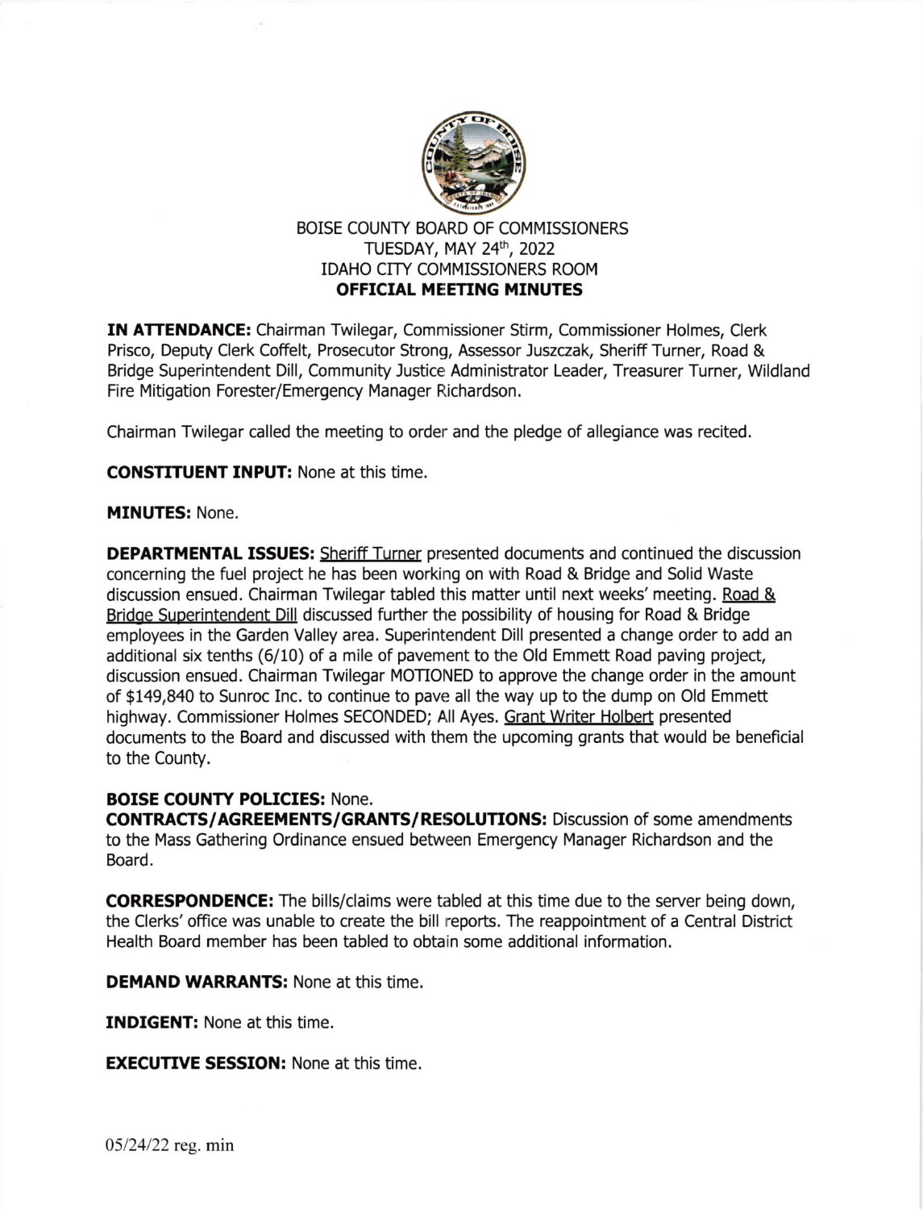# BOISE COUNTY BOARD OF COMMISSIONERS
## TUESDAY, MAY 24th, 2022
## IDAHO CITY COMMISSIONERS ROOM
## OFFICIAL MEETING MINUTES

**IN ATTENDANCE:** Chairman Twilegar, Commissioner Stirm, Commissioner Holmes, Clerk Prisco, Deputy Clerk Coffelt, Prosecutor Strong, Assessor Juszczak, Sheriff Turner, Road & Bridge Superintendent Dill, Community Justice Administrator Leader, Treasurer Turner, Wildland Fire Mitigation Forester/Emergency Manager Richardson.

Chairman Twilegar called the meeting to order and the pledge of allegiance was recited.

**CONSTITUENT INPUT:** None at this time.

**MINUTES:** None.

**DEPARTMENTAL ISSUES:** Sheriff Turner presented documents and continued the discussion concerning the fuel project he has been working on with Road & Bridge and Solid Waste discussion ensued. Chairman Twilegar tabled this matter until next weeks' meeting. Road & Bridge Superintendent Dill discussed further the possibility of housing for Road & Bridge employees in the Garden Valley area. Superintendent Dill presented a change order to add an additional six tenths (6/10) of a mile of pavement to the Old Emmett Road paving project, discussion ensued. Chairman Twilegar MOTIONED to approve the change order in the amount of $149,840 to Sunroc Inc. to continue to pave all the way up to the dump on Old Emmett highway. Commissioner Holmes SECONDED; All Ayes. Grant Writer Holbert presented documents to the Board and discussed with them the upcoming grants that would be beneficial to the County.

**BOISE COUNTY POLICIES:** None.

**CONTRACTS/AGREEMENTS/GRANTS/RESOLUTIONS:** Discussion of some amendments to the Mass Gathering Ordinance ensued between Emergency Manager Richardson and the Board.

**CORRESPONDENCE:** The bills/claims were tabled at this time due to the server being down, the Clerks' office was unable to create the bill reports. The reappointment of a Central District Health Board member has been tabled to obtain some additional information.

**DEMAND WARRANTS:** None at this time.

**INDIGENT:** None at this time.

**EXECUTIVE SESSION:** None at this time.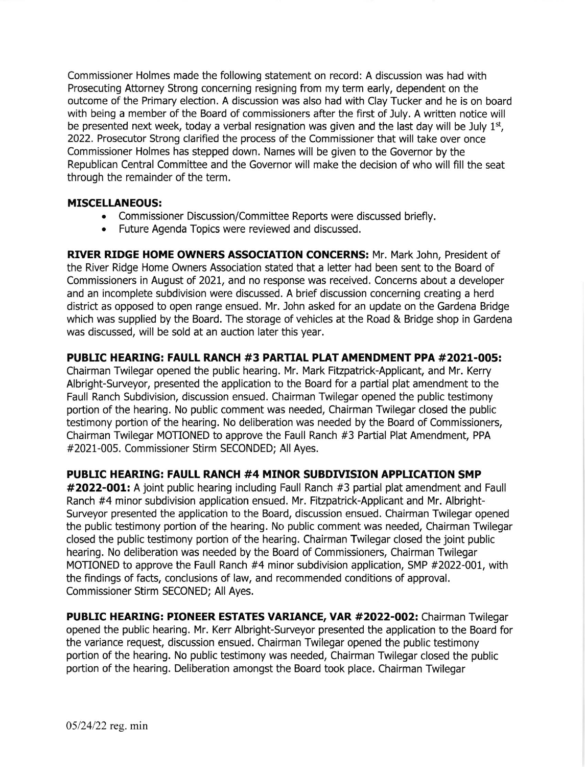Commissioner Holmes made the following statement on record: A discussion was had with Prosecuting Attorney Strong concerning resigning from my term early, dependent on the outcome of the Primary election. A discussion was also had with Clay Tucker and he is on board with being a member of the Board of commissioners after the first of July. A written notice will be presented next week, today a verbal resignation was given and the last day will be July 1st, 2022. Prosecutor Strong clarified the process of the Commissioner that will take over once Commissioner Holmes has stepped down. Names will be given to the Governor by the Republican Central Committee and the Governor will make the decision of who will fill the seat through the remainder of the term.

**MISCELLANEOUS:**

- Commissioner Discussion/Committee Reports were discussed briefly.
- Future Agenda Topics were reviewed and discussed.

**RIVER RIDGE HOME OWNERS ASSOCIATION CONCERNS:** Mr. Mark John, President of the River Ridge Home Owners Association stated that a letter had been sent to the Board of Commissioners in August of 2021, and no response was received. Concerns about a developer and an incomplete subdivision were discussed. A brief discussion concerning creating a herd district as opposed to open range ensued. Mr. John asked for an update on the Gardena Bridge which was supplied by the Board. The storage of vehicles at the Road & Bridge shop in Gardena was discussed, will be sold at an auction later this year.

**PUBLIC HEARING: FAULL RANCH #3 PARTIAL PLAT AMENDMENT PPA #2021-005:** Chairman Twilegar opened the public hearing. Mr. Mark Fitzpatrick-Applicant, and Mr. Kerry Albright-Surveyor, presented the application to the Board for a partial plat amendment to the Faull Ranch Subdivision, discussion ensued. Chairman Twilegar opened the public testimony portion of the hearing. No public comment was needed, Chairman Twilegar closed the public testimony portion of the hearing. No deliberation was needed by the Board of Commissioners, Chairman Twilegar MOTIONED to approve the Faull Ranch #3 Partial Plat Amendment, PPA #2021-005. Commissioner Stirm SECONDED; All Ayes.

**PUBLIC HEARING: FAULL RANCH #4 MINOR SUBDIVISION APPLICATION SMP #2022-001:** A joint public hearing including Faull Ranch #3 partial plat amendment and Faull Ranch #4 minor subdivision application ensued. Mr. Fitzpatrick-Applicant and Mr. Albright-Surveyor presented the application to the Board, discussion ensued. Chairman Twilegar opened the public testimony portion of the hearing. No public comment was needed, Chairman Twilegar closed the public testimony portion of the hearing. Chairman Twilegar closed the joint public hearing. No deliberation was needed by the Board of Commissioners, Chairman Twilegar MOTIONED to approve the Faull Ranch #4 minor subdivision application, SMP #2022-001, with the findings of facts, conclusions of law, and recommended conditions of approval. Commissioner Stirm SECONED; All Ayes.

**PUBLIC HEARING: PIONEER ESTATES VARIANCE, VAR #2022-002:** Chairman Twilegar opened the public hearing. Mr. Kerr Albright-Surveyor presented the application to the Board for the variance request, discussion ensued. Chairman Twilegar opened the public testimony portion of the hearing. No public testimony was needed, Chairman Twilegar closed the public portion of the hearing. Deliberation amongst the Board took place. Chairman Twilegar

05/24/22 reg. min